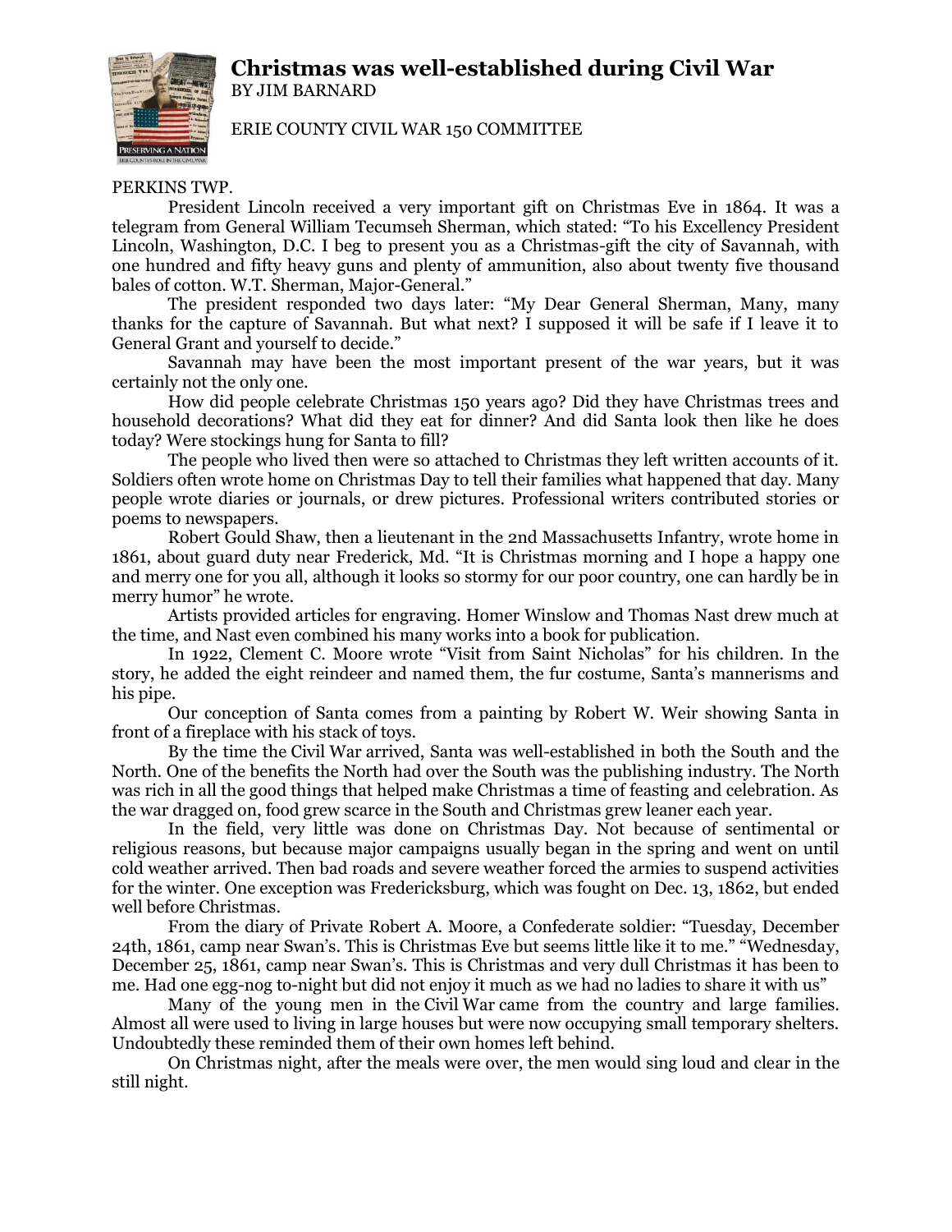# Christmas was well-established during Civil War

BY JIM BARNARD

ERIE COUNTY CIVIL WAR 150 COMMITTEE

PERKINS TWP.

President Lincoln received a very important gift on Christmas Eve in 1864. It was a telegram from General William Tecumseh Sherman, which stated: "To his Excellency President Lincoln, Washington, D.C. I beg to present you as a Christmas-gift the city of Savannah, with one hundred and fifty heavy guns and plenty of ammunition, also about twenty five thousand bales of cotton. W.T. Sherman, Major-General."

The president responded two days later: "My Dear General Sherman, Many, many thanks for the capture of Savannah. But what next? I supposed it will be safe if I leave it to General Grant and yourself to decide."

Savannah may have been the most important present of the war years, but it was certainly not the only one.

How did people celebrate Christmas 150 years ago? Did they have Christmas trees and household decorations? What did they eat for dinner? And did Santa look then like he does today? Were stockings hung for Santa to fill?

The people who lived then were so attached to Christmas they left written accounts of it. Soldiers often wrote home on Christmas Day to tell their families what happened that day. Many people wrote diaries or journals, or drew pictures. Professional writers contributed stories or poems to newspapers.

Robert Gould Shaw, then a lieutenant in the 2nd Massachusetts Infantry, wrote home in 1861, about guard duty near Frederick, Md. "It is Christmas morning and I hope a happy one and merry one for you all, although it looks so stormy for our poor country, one can hardly be in merry humor" he wrote.

Artists provided articles for engraving. Homer Winslow and Thomas Nast drew much at the time, and Nast even combined his many works into a book for publication.

In 1922, Clement C. Moore wrote "Visit from Saint Nicholas" for his children. In the story, he added the eight reindeer and named them, the fur costume, Santa's mannerisms and his pipe.

Our conception of Santa comes from a painting by Robert W. Weir showing Santa in front of a fireplace with his stack of toys.

By the time the Civil War arrived, Santa was well-established in both the South and the North. One of the benefits the North had over the South was the publishing industry. The North was rich in all the good things that helped make Christmas a time of feasting and celebration. As the war dragged on, food grew scarce in the South and Christmas grew leaner each year.

In the field, very little was done on Christmas Day. Not because of sentimental or religious reasons, but because major campaigns usually began in the spring and went on until cold weather arrived. Then bad roads and severe weather forced the armies to suspend activities for the winter. One exception was Fredericksburg, which was fought on Dec. 13, 1862, but ended well before Christmas.

From the diary of Private Robert A. Moore, a Confederate soldier: "Tuesday, December 24th, 1861, camp near Swan's. This is Christmas Eve but seems little like it to me." "Wednesday, December 25, 1861, camp near Swan's. This is Christmas and very dull Christmas it has been to me. Had one egg-nog to-night but did not enjoy it much as we had no ladies to share it with us"

Many of the young men in the Civil War came from the country and large families. Almost all were used to living in large houses but were now occupying small temporary shelters. Undoubtedly these reminded them of their own homes left behind.

On Christmas night, after the meals were over, the men would sing loud and clear in the still night.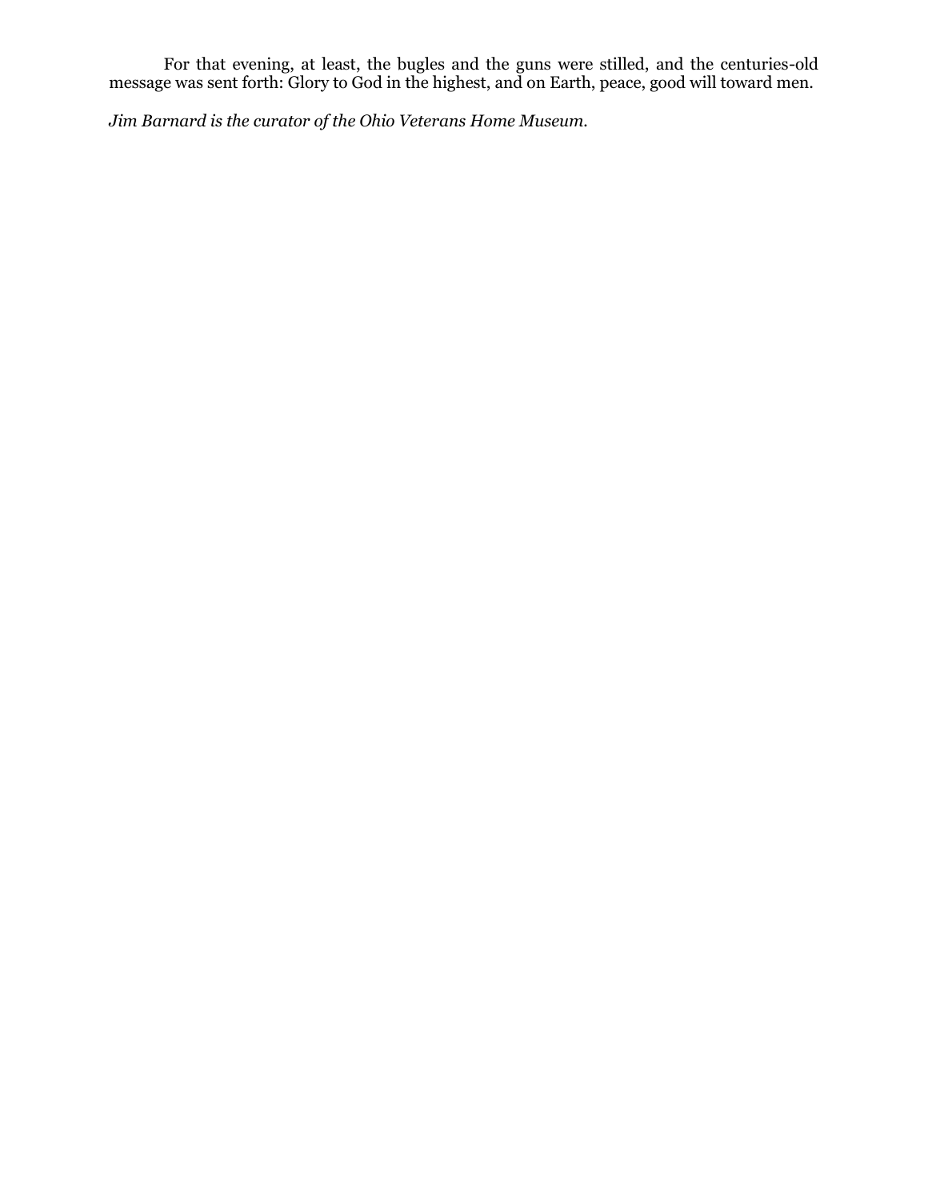For that evening, at least, the bugles and the guns were stilled, and the centuries-old message was sent forth: Glory to God in the highest, and on Earth, peace, good will toward men.

*Jim Barnard is the curator of the Ohio Veterans Home Museum.*